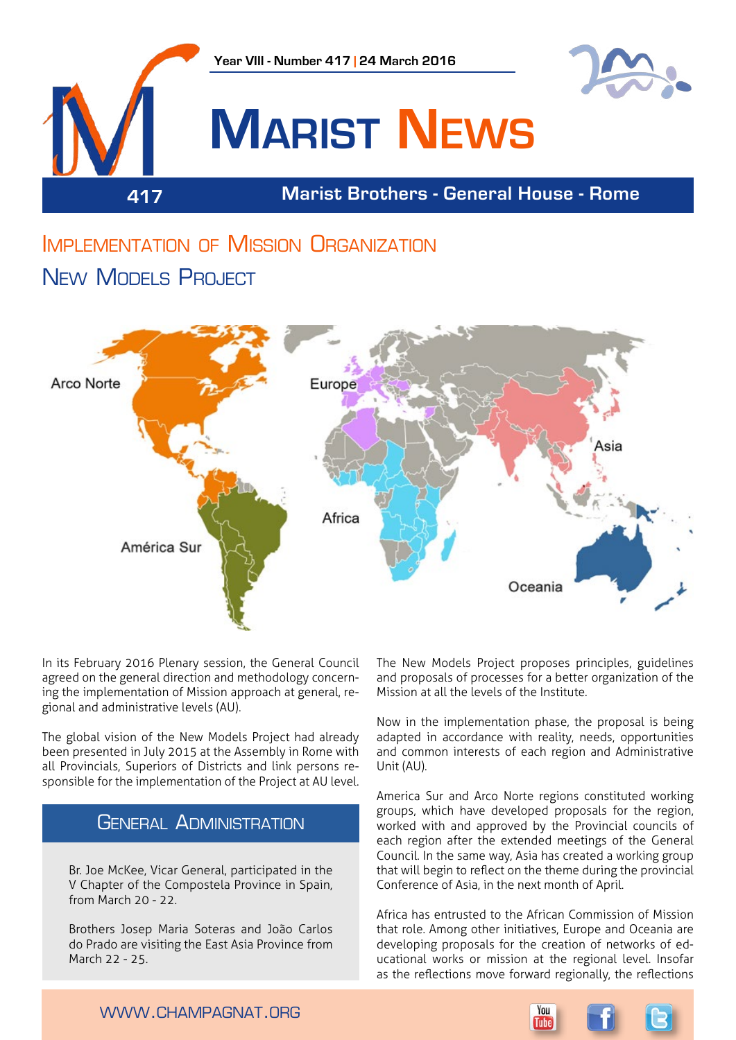Year VIII - Number 417 | 24 March 2016

# Marist News

417

Marist Brothers - General House - Rome

## Implementation of Mission Organization

## New Models Project

Arco Norte

Europe

Asia

Africa

América Sur

Oceania

In its February 2016 Plenary session, the General Council agreed on the general direction and methodology concerning the implementation of Mission approach at general, regional and administrative levels (AU).

The global vision of the New Models Project had already been presented in July 2015 at the Assembly in Rome with all Provincials, Superiors of Districts and link persons responsible for the implementation of the Project at AU level.

### General Administration

Br. Joe McKee, Vicar General, participated in the V Chapter of the Compostela Province in Spain, from March 20 - 22.

Brothers Josep Maria Soteras and João Carlos do Prado are visiting the East Asia Province from March 22 - 25.

The New Models Project proposes principles, guidelines and proposals of processes for a better organization of the Mission at all the levels of the Institute.

Now in the implementation phase, the proposal is being adapted in accordance with reality, needs, opportunities and common interests of each region and Administrative Unit (AU).

America Sur and Arco Norte regions constituted working groups, which have developed proposals for the region, worked with and approved by the Provincial councils of each region after the extended meetings of the General Council. In the same way, Asia has created a working group that will begin to reflect on the theme during the provincial Conference of Asia, in the next month of April.

Africa has entrusted to the African Commission of Mission that role. Among other initiatives, Europe and Oceania are developing proposals for the creation of networks of educational works or mission at the regional level. Insofar as the reflections move forward regionally, the reflections

WWW.CHAMPAGNAT.ORG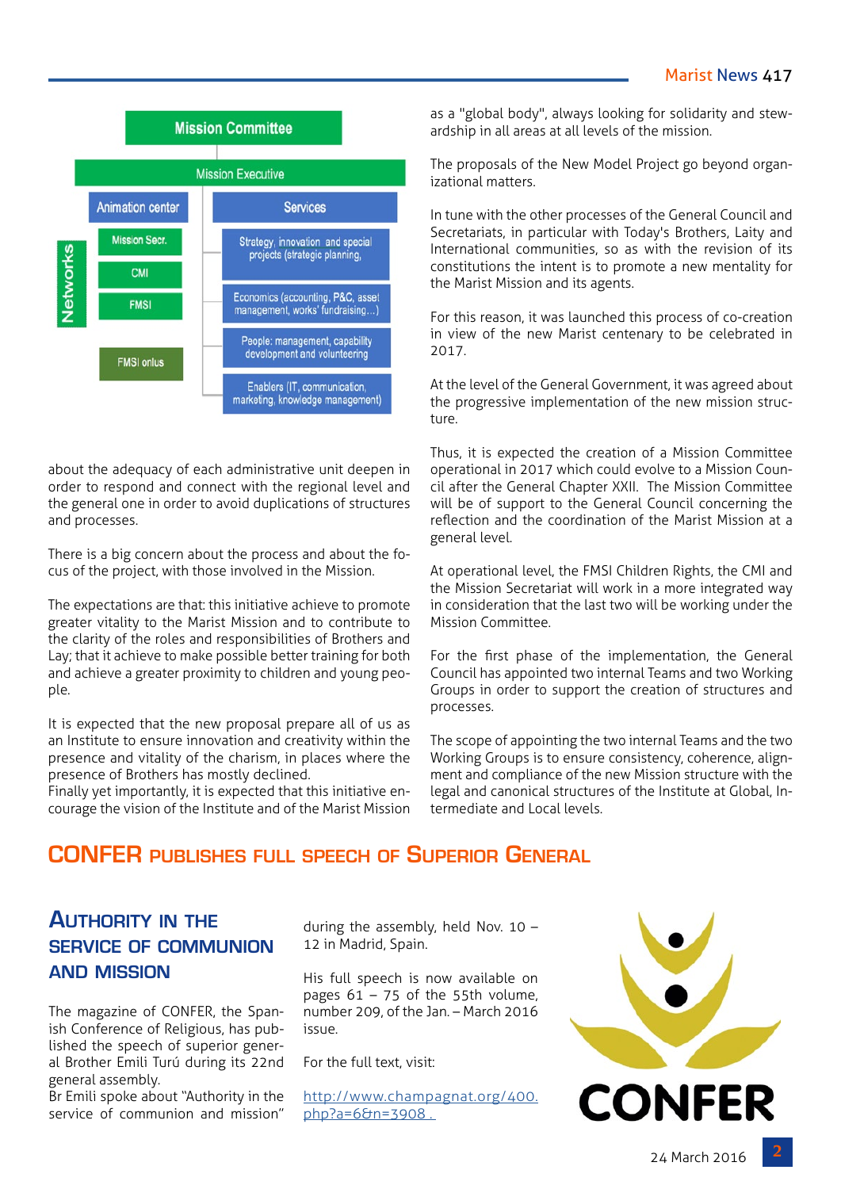Mission Committee

Mission Executive

Animation center | Services

Networks: Mission Secr. / CMI / FMSI / FMSI onlus

- Strategy, innovation and special projects (strategic planning,
- Economics (accounting, P&C, asset management, works' fundraising...)
- People: management, capability development and volunteering
- Enablers (IT, communication, marketing, knowledge management)

about the adequacy of each administrative unit deepen in order to respond and connect with the regional level and the general one in order to avoid duplications of structures and processes.

There is a big concern about the process and about the focus of the project, with those involved in the Mission.

The expectations are that: this initiative achieve to promote greater vitality to the Marist Mission and to contribute to the clarity of the roles and responsibilities of Brothers and Lay; that it achieve to make possible better training for both and achieve a greater proximity to children and young people.

It is expected that the new proposal prepare all of us as an Institute to ensure innovation and creativity within the presence and vitality of the charism, in places where the presence of Brothers has mostly declined.
Finally yet importantly, it is expected that this initiative encourage the vision of the Institute and of the Marist Mission as a "global body", always looking for solidarity and stewardship in all areas at all levels of the mission.

The proposals of the New Model Project go beyond organizational matters.

In tune with the other processes of the General Council and Secretariats, in particular with Today's Brothers, Laity and International communities, so as with the revision of its constitutions the intent is to promote a new mentality for the Marist Mission and its agents.

For this reason, it was launched this process of co-creation in view of the new Marist centenary to be celebrated in 2017.

At the level of the General Government, it was agreed about the progressive implementation of the new mission structure.

Thus, it is expected the creation of a Mission Committee operational in 2017 which could evolve to a Mission Council after the General Chapter XXII. The Mission Committee will be of support to the General Council concerning the reflection and the coordination of the Marist Mission at a general level.

At operational level, the FMSI Children Rights, the CMI and the Mission Secretariat will work in a more integrated way in consideration that the last two will be working under the Mission Committee.

For the first phase of the implementation, the General Council has appointed two internal Teams and two Working Groups in order to support the creation of structures and processes.

The scope of appointing the two internal Teams and the two Working Groups is to ensure consistency, coherence, alignment and compliance of the new Mission structure with the legal and canonical structures of the Institute at Global, Intermediate and Local levels.

# CONFER publishes full speech of Superior General

## Authority in the service of communion and mission

The magazine of CONFER, the Spanish Conference of Religious, has published the speech of superior general Brother Emili Turú during its 22nd general assembly.
Br Emili spoke about "Authority in the service of communion and mission" during the assembly, held Nov. 10 – 12 in Madrid, Spain.

His full speech is now available on pages 61 – 75 of the 55th volume, number 209, of the Jan. – March 2016 issue.

For the full text, visit:

http://www.champagnat.org/400.php?a=6&n=3908 .

CONFER

24 March 2016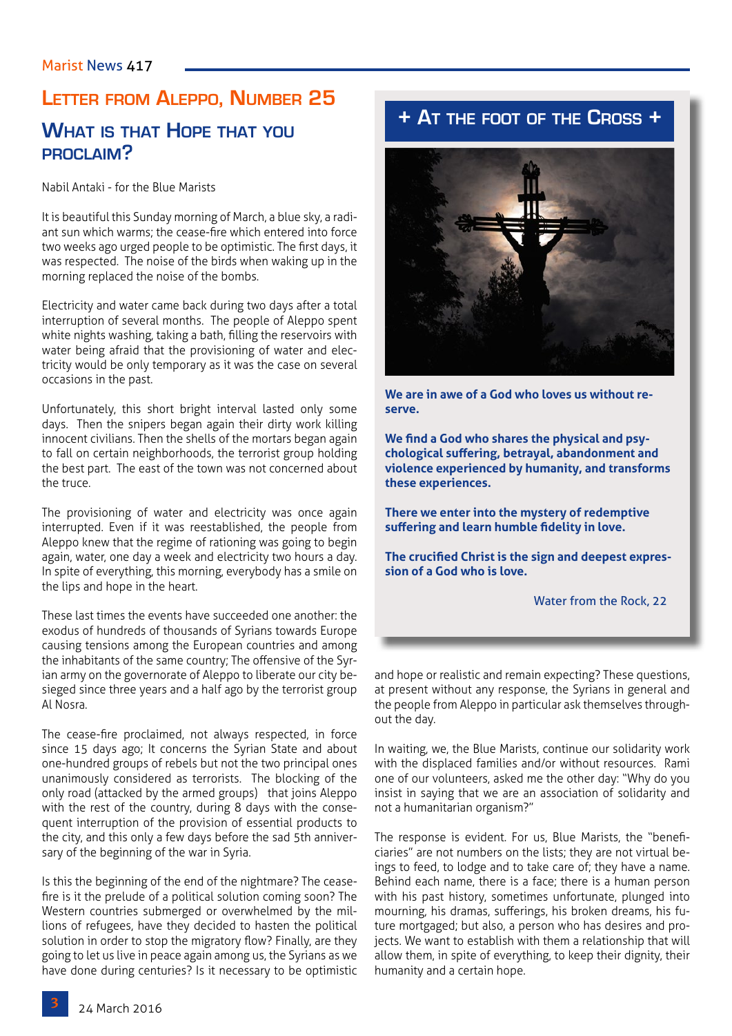# Letter from Aleppo, Number 25

## What is that Hope that you proclaim?

Nabil Antaki - for the Blue Marists

It is beautiful this Sunday morning of March, a blue sky, a radiant sun which warms; the cease-fire which entered into force two weeks ago urged people to be optimistic. The first days, it was respected. The noise of the birds when waking up in the morning replaced the noise of the bombs.

Electricity and water came back during two days after a total interruption of several months. The people of Aleppo spent white nights washing, taking a bath, filling the reservoirs with water being afraid that the provisioning of water and electricity would be only temporary as it was the case on several occasions in the past.

Unfortunately, this short bright interval lasted only some days. Then the snipers began again their dirty work killing innocent civilians. Then the shells of the mortars began again to fall on certain neighborhoods, the terrorist group holding the best part. The east of the town was not concerned about the truce.

The provisioning of water and electricity was once again interrupted. Even if it was reestablished, the people from Aleppo knew that the regime of rationing was going to begin again, water, one day a week and electricity two hours a day. In spite of everything, this morning, everybody has a smile on the lips and hope in the heart.

These last times the events have succeeded one another: the exodus of hundreds of thousands of Syrians towards Europe causing tensions among the European countries and among the inhabitants of the same country; The offensive of the Syrian army on the governorate of Aleppo to liberate our city besieged since three years and a half ago by the terrorist group Al Nosra.

The cease-fire proclaimed, not always respected, in force since 15 days ago; It concerns the Syrian State and about one-hundred groups of rebels but not the two principal ones unanimously considered as terrorists. The blocking of the only road (attacked by the armed groups) that joins Aleppo with the rest of the country, during 8 days with the consequent interruption of the provision of essential products to the city, and this only a few days before the sad 5th anniversary of the beginning of the war in Syria.

Is this the beginning of the end of the nightmare? The cease-fire is it the prelude of a political solution coming soon? The Western countries submerged or overwhelmed by the millions of refugees, have they decided to hasten the political solution in order to stop the migratory flow? Finally, are they going to let us live in peace again among us, the Syrians as we have done during centuries? Is it necessary to be optimistic and hope or realistic and remain expecting? These questions, at present without any response, the Syrians in general and the people from Aleppo in particular ask themselves throughout the day.

In waiting, we, the Blue Marists, continue our solidarity work with the displaced families and/or without resources. Rami one of our volunteers, asked me the other day: "Why do you insist in saying that we are an association of solidarity and not a humanitarian organism?"

The response is evident. For us, Blue Marists, the "beneficiaries" are not numbers on the lists; they are not virtual beings to feed, to lodge and to take care of; they have a name. Behind each name, there is a face; there is a human person with his past history, sometimes unfortunate, plunged into mourning, his dramas, sufferings, his broken dreams, his future mortgaged; but also, a person who has desires and projects. We want to establish with them a relationship that will allow them, in spite of everything, to keep their dignity, their humanity and a certain hope.

---

## + At the foot of the Cross +

**We are in awe of a God who loves us without reserve.**

**We find a God who shares the physical and psychological suffering, betrayal, abandonment and violence experienced by humanity, and transforms these experiences.**

**There we enter into the mystery of redemptive suffering and learn humble fidelity in love.**

**The crucified Christ is the sign and deepest expression of a God who is love.**

Water from the Rock, 22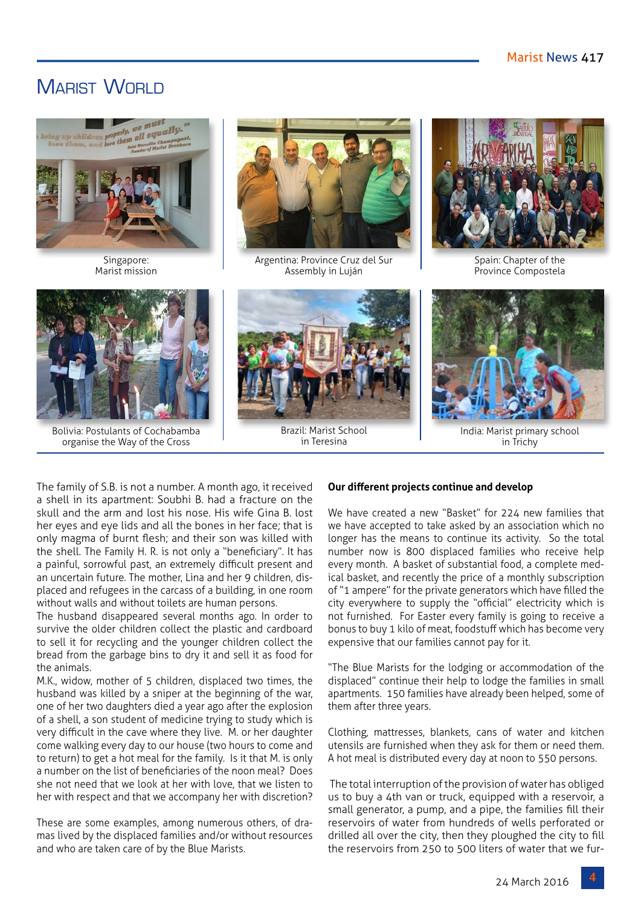# Marist World

Singapore: Marist mission

Argentina: Province Cruz del Sur Assembly in Luján

Spain: Chapter of the Province Compostela

Bolivia: Postulants of Cochabamba organise the Way of the Cross

Brazil: Marist School in Teresina

India: Marist primary school in Trichy

The family of S.B. is not a number. A month ago, it received a shell in its apartment: Soubhi B. had a fracture on the skull and the arm and lost his nose. His wife Gina B. lost her eyes and eye lids and all the bones in her face; that is only magma of burnt flesh; and their son was killed with the shell. The Family H. R. is not only a "beneficiary". It has a painful, sorrowful past, an extremely difficult present and an uncertain future. The mother, Lina and her 9 children, displaced and refugees in the carcass of a building, in one room without walls and without toilets are human persons.

The husband disappeared several months ago. In order to survive the older children collect the plastic and cardboard to sell it for recycling and the younger children collect the bread from the garbage bins to dry it and sell it as food for the animals.

M.K., widow, mother of 5 children, displaced two times, the husband was killed by a sniper at the beginning of the war, one of her two daughters died a year ago after the explosion of a shell, a son student of medicine trying to study which is very difficult in the cave where they live. M. or her daughter come walking every day to our house (two hours to come and to return) to get a hot meal for the family. Is it that M. is only a number on the list of beneficiaries of the noon meal? Does she not need that we look at her with love, that we listen to her with respect and that we accompany her with discretion?

These are some examples, among numerous others, of dramas lived by the displaced families and/or without resources and who are taken care of by the Blue Marists.

**Our different projects continue and develop**

We have created a new "Basket" for 224 new families that we have accepted to take asked by an association which no longer has the means to continue its activity. So the total number now is 800 displaced families who receive help every month. A basket of substantial food, a complete medical basket, and recently the price of a monthly subscription of "1 ampere" for the private generators which have filled the city everywhere to supply the "official" electricity which is not furnished. For Easter every family is going to receive a bonus to buy 1 kilo of meat, foodstuff which has become very expensive that our families cannot pay for it.

"The Blue Marists for the lodging or accommodation of the displaced" continue their help to lodge the families in small apartments. 150 families have already been helped, some of them after three years.

Clothing, mattresses, blankets, cans of water and kitchen utensils are furnished when they ask for them or need them. A hot meal is distributed every day at noon to 550 persons.

The total interruption of the provision of water has obliged us to buy a 4th van or truck, equipped with a reservoir, a small generator, a pump, and a pipe, the families fill their reservoirs of water from hundreds of wells perforated or drilled all over the city, then they ploughed the city to fill the reservoirs from 250 to 500 liters of water that we fur-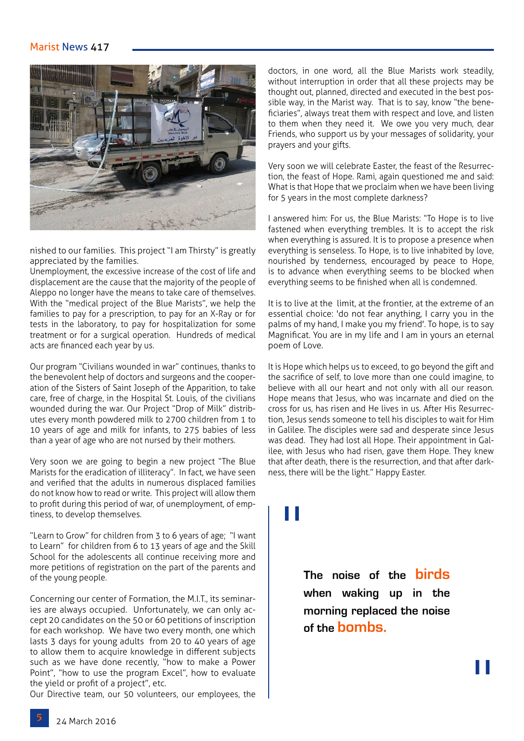nished to our families. This project "I am Thirsty" is greatly appreciated by the families.
Unemployment, the excessive increase of the cost of life and displacement are the cause that the majority of the people of Aleppo no longer have the means to take care of themselves. With the "medical project of the Blue Marists", we help the families to pay for a prescription, to pay for an X-Ray or for tests in the laboratory, to pay for hospitalization for some treatment or for a surgical operation. Hundreds of medical acts are financed each year by us.

Our program "Civilians wounded in war" continues, thanks to the benevolent help of doctors and surgeons and the cooperation of the Sisters of Saint Joseph of the Apparition, to take care, free of charge, in the Hospital St. Louis, of the civilians wounded during the war. Our Project "Drop of Milk" distributes every month powdered milk to 2700 children from 1 to 10 years of age and milk for infants, to 275 babies of less than a year of age who are not nursed by their mothers.

Very soon we are going to begin a new project "The Blue Marists for the eradication of illiteracy". In fact, we have seen and verified that the adults in numerous displaced families do not know how to read or write. This project will allow them to profit during this period of war, of unemployment, of emptiness, to develop themselves.

"Learn to Grow" for children from 3 to 6 years of age; "I want to Learn" for children from 6 to 13 years of age and the Skill School for the adolescents all continue receiving more and more petitions of registration on the part of the parents and of the young people.

Concerning our center of Formation, the M.I.T., its seminaries are always occupied. Unfortunately, we can only accept 20 candidates on the 50 or 60 petitions of inscription for each workshop. We have two every month, one which lasts 3 days for young adults from 20 to 40 years of age to allow them to acquire knowledge in different subjects such as we have done recently, "how to make a Power Point", "how to use the program Excel", how to evaluate the yield or profit of a project", etc.
Our Directive team, our 50 volunteers, our employees, the doctors, in one word, all the Blue Marists work steadily, without interruption in order that all these projects may be thought out, planned, directed and executed in the best possible way, in the Marist way. That is to say, know "the beneficiaries", always treat them with respect and love, and listen to them when they need it. We owe you very much, dear Friends, who support us by your messages of solidarity, your prayers and your gifts.

Very soon we will celebrate Easter, the feast of the Resurrection, the feast of Hope. Rami, again questioned me and said: What is that Hope that we proclaim when we have been living for 5 years in the most complete darkness?

I answered him: For us, the Blue Marists: "To Hope is to live fastened when everything trembles. It is to accept the risk when everything is assured. It is to propose a presence when everything is senseless. To Hope, is to live inhabited by love, nourished by tenderness, encouraged by peace to Hope, is to advance when everything seems to be blocked when everything seems to be finished when all is condemned.

It is to live at the limit, at the frontier, at the extreme of an essential choice: 'do not fear anything, I carry you in the palms of my hand, I make you my friend'. To hope, is to say Magnificat. You are in my life and I am in yours an eternal poem of Love.

It is Hope which helps us to exceed, to go beyond the gift and the sacrifice of self, to love more than one could imagine, to believe with all our heart and not only with all our reason. Hope means that Jesus, who was incarnate and died on the cross for us, has risen and He lives in us. After His Resurrection, Jesus sends someone to tell his disciples to wait for Him in Galilee. The disciples were sad and desperate since Jesus was dead. They had lost all Hope. Their appointment in Galilee, with Jesus who had risen, gave them Hope. They knew that after death, there is the resurrection, and that after darkness, there will be the light." Happy Easter.

> **The noise of the birds when waking up in the morning replaced the noise of the bombs.**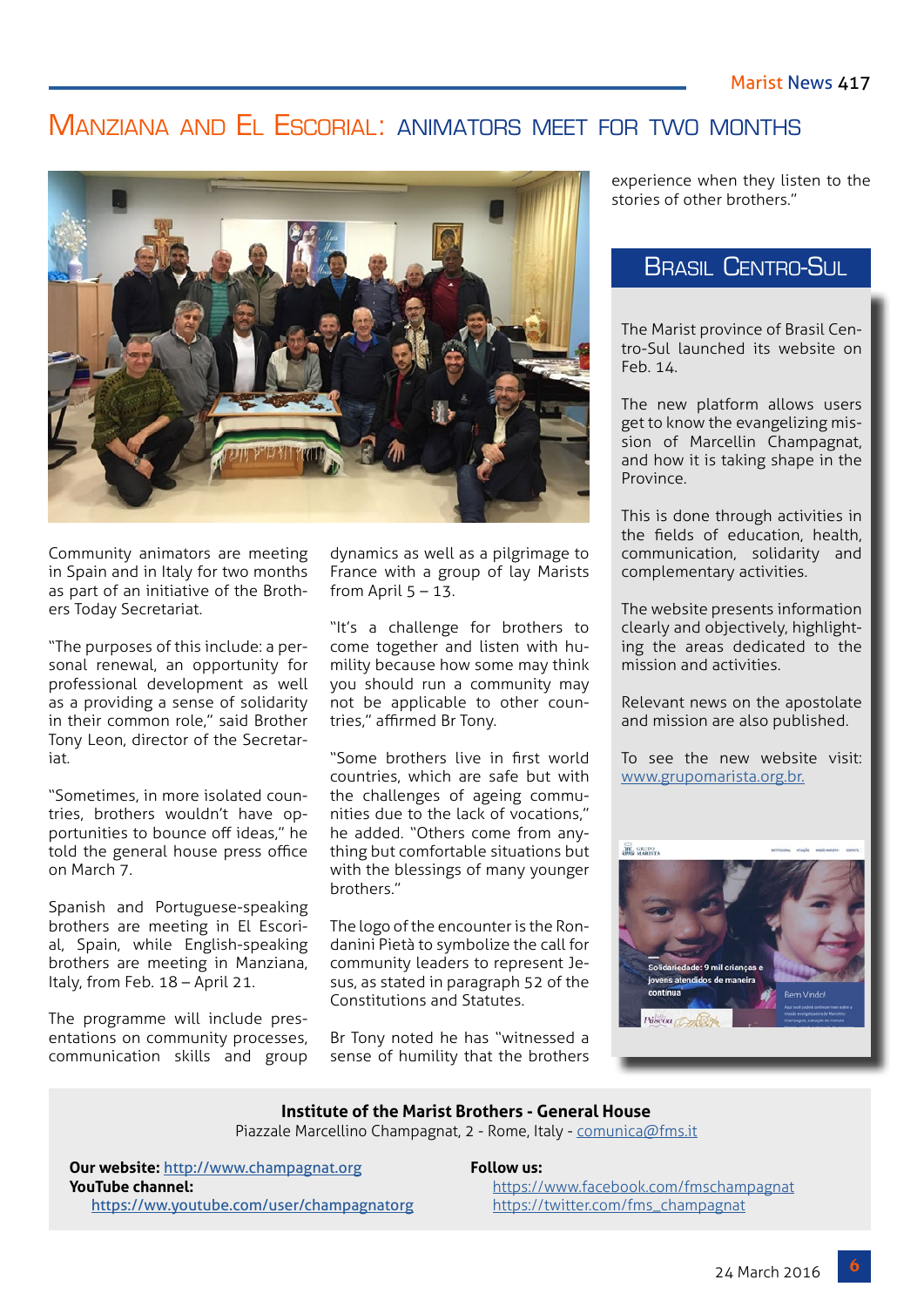# Manziana and El Escorial: animators meet for two months

Community animators are meeting in Spain and in Italy for two months as part of an initiative of the Brothers Today Secretariat.

"The purposes of this include: a personal renewal, an opportunity for professional development as well as a providing a sense of solidarity in their common role," said Brother Tony Leon, director of the Secretariat.

"Sometimes, in more isolated countries, brothers wouldn't have opportunities to bounce off ideas," he told the general house press office on March 7.

Spanish and Portuguese-speaking brothers are meeting in El Escorial, Spain, while English-speaking brothers are meeting in Manziana, Italy, from Feb. 18 – April 21.

The programme will include presentations on community processes, communication skills and group dynamics as well as a pilgrimage to France with a group of lay Marists from April 5 – 13.

"It's a challenge for brothers to come together and listen with humility because how some may think you should run a community may not be applicable to other countries," affirmed Br Tony.

"Some brothers live in first world countries, which are safe but with the challenges of ageing communities due to the lack of vocations," he added. "Others come from anything but comfortable situations but with the blessings of many younger brothers."

The logo of the encounter is the Rondanini Pietà to symbolize the call for community leaders to represent Jesus, as stated in paragraph 52 of the Constitutions and Statutes.

Br Tony noted he has "witnessed a sense of humility that the brothers experience when they listen to the stories of other brothers."

## Brasil Centro-Sul

The Marist province of Brasil Centro-Sul launched its website on Feb. 14.

The new platform allows users get to know the evangelizing mission of Marcellin Champagnat, and how it is taking shape in the Province.

This is done through activities in the fields of education, health, communication, solidarity and complementary activities.

The website presents information clearly and objectively, highlighting the areas dedicated to the mission and activities.

Relevant news on the apostolate and mission are also published.

To see the new website visit: www.grupomarista.org.br.

**Institute of the Marist Brothers - General House**
Piazzale Marcellino Champagnat, 2 - Rome, Italy - comunica@fms.it

**Our website:** http://www.champagnat.org
**YouTube channel:**
https://ww.youtube.com/user/champagnatorg

**Follow us:**
https://www.facebook.com/fmschampagnat
https://twitter.com/fms_champagnat

24 March 2016